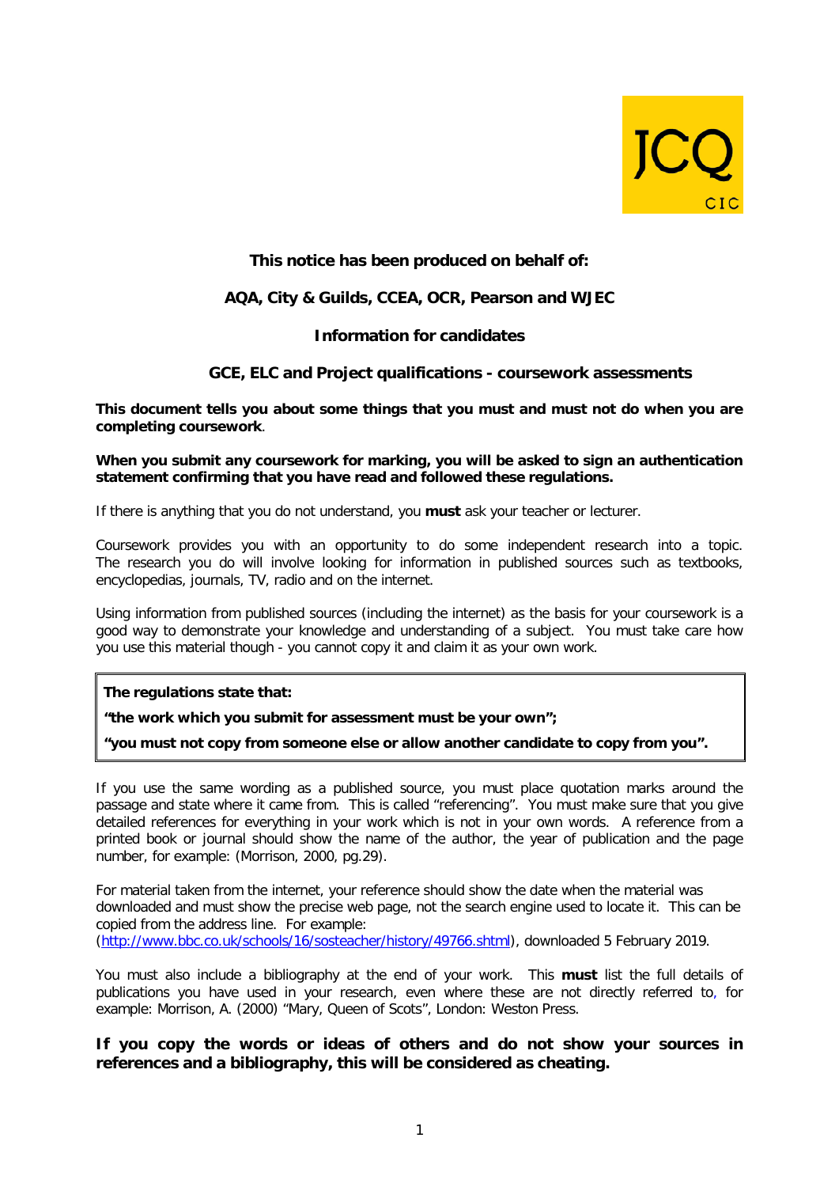JCQ CIC

**This notice has been produced on behalf of:**

**AQA, City & Guilds, CCEA, OCR, Pearson and WJEC**

## Information for candidates

## GCE, ELC and Project qualifications - coursework assessments

**This document tells you about some things that you must and must not do when you are completing coursework**.

**When you submit any coursework for marking, you will be asked to sign an authentication statement confirming that you have read and followed these regulations.**

If there is anything that you do not understand, you **must** ask your teacher or lecturer.

Coursework provides you with an opportunity to do some independent research into a topic. The research you do will involve looking for information in published sources such as textbooks, encyclopedias, journals, TV, radio and on the internet.

Using information from published sources (including the internet) as the basis for your coursework is a good way to demonstrate your knowledge and understanding of a subject. You must take care how you use this material though - you cannot copy it and claim it as your own work.

> **The regulations state that:**
>
> **"the work which you submit for assessment must be your own";**
>
> **"you must not copy from someone else or allow another candidate to copy from you".**

If you use the same wording as a published source, you must place quotation marks around the passage and state where it came from. This is called "referencing". You must make sure that you give detailed references for everything in your work which is not in your own words. A reference from a printed book or journal should show the name of the author, the year of publication and the page number, for example: (Morrison, 2000, pg.29).

For material taken from the internet, your reference should show the date when the material was downloaded and must show the precise web page, not the search engine used to locate it. This can be copied from the address line. For example: (http://www.bbc.co.uk/schools/16/sosteacher/history/49766.shtml), downloaded 5 February 2019.

You must also include a bibliography at the end of your work. This **must** list the full details of publications you have used in your research, even where these are not directly referred to, for example: Morrison, A. (2000) "Mary, Queen of Scots", London: Weston Press.

**If you copy the words or ideas of others and do not show your sources in references and a bibliography, this will be considered as cheating.**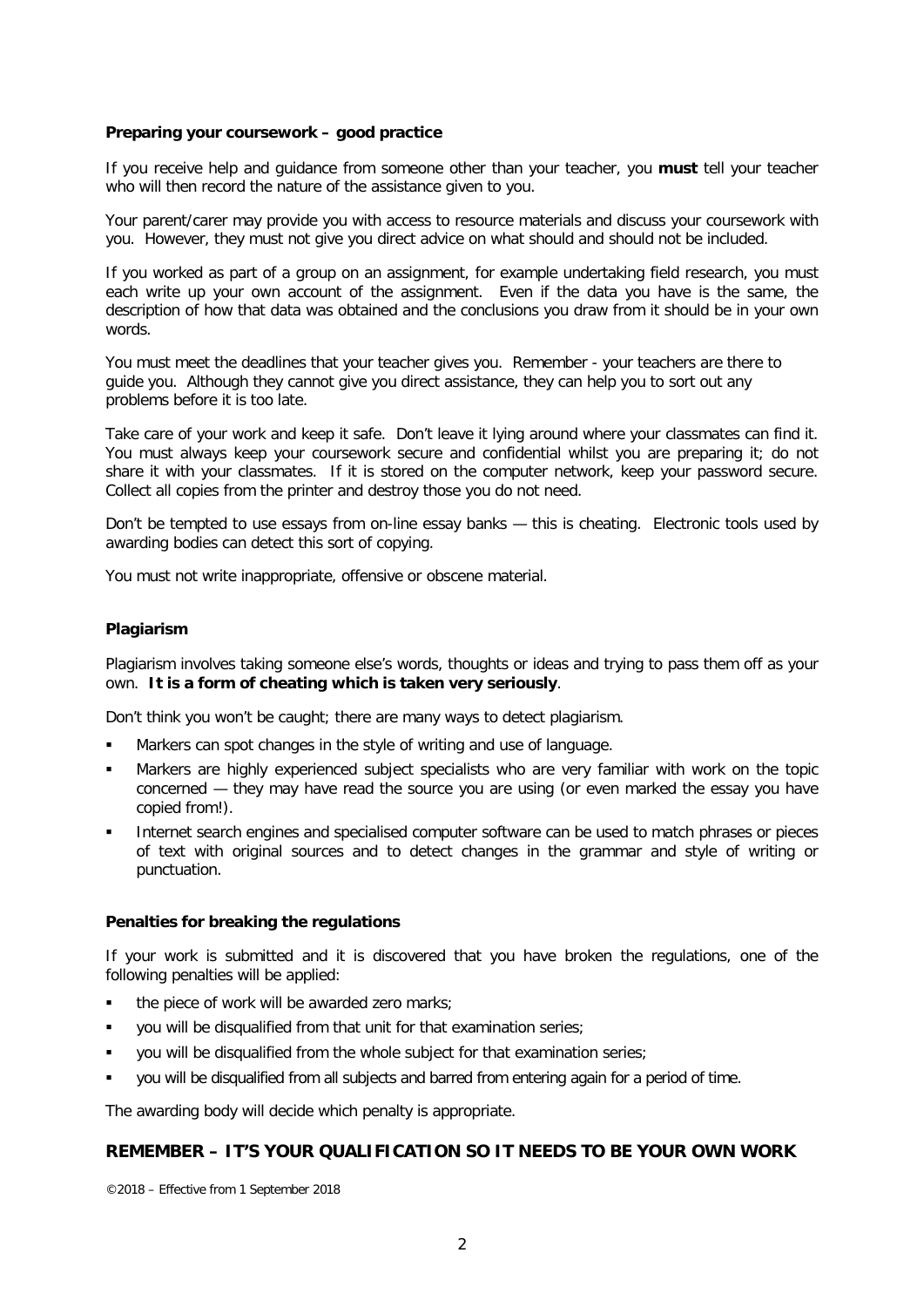**Preparing your coursework – good practice**

If you receive help and guidance from someone other than your teacher, you **must** tell your teacher who will then record the nature of the assistance given to you.

Your parent/carer may provide you with access to resource materials and discuss your coursework with you. However, they must not give you direct advice on what should and should not be included.

If you worked as part of a group on an assignment, for example undertaking field research, you must each write up your own account of the assignment. Even if the data you have is the same, the description of how that data was obtained and the conclusions you draw from it should be in your own words.

You must meet the deadlines that your teacher gives you. Remember - your teachers are there to guide you. Although they cannot give you direct assistance, they can help you to sort out any problems before it is too late.

Take care of your work and keep it safe. Don't leave it lying around where your classmates can find it. You must always keep your coursework secure and confidential whilst you are preparing it; do not share it with your classmates. If it is stored on the computer network, keep your password secure. Collect all copies from the printer and destroy those you do not need.

Don't be tempted to use essays from on-line essay banks — this is cheating. Electronic tools used by awarding bodies can detect this sort of copying.

You must not write inappropriate, offensive or obscene material.

**Plagiarism**

Plagiarism involves taking someone else's words, thoughts or ideas and trying to pass them off as your own. **It is a form of cheating which is taken very seriously**.

Don't think you won't be caught; there are many ways to detect plagiarism.

- Markers can spot changes in the style of writing and use of language.
- Markers are highly experienced subject specialists who are very familiar with work on the topic concerned — they may have read the source you are using (or even marked the essay you have copied from!).
- Internet search engines and specialised computer software can be used to match phrases or pieces of text with original sources and to detect changes in the grammar and style of writing or punctuation.

**Penalties for breaking the regulations**

If your work is submitted and it is discovered that you have broken the regulations, one of the following penalties will be applied:

- the piece of work will be awarded zero marks;
- you will be disqualified from that unit for that examination series;
- you will be disqualified from the whole subject for that examination series;
- you will be disqualified from all subjects and barred from entering again for a period of time.

The awarding body will decide which penalty is appropriate.

**REMEMBER – IT'S YOUR QUALIFICATION SO IT NEEDS TO BE YOUR OWN WORK**

©2018 – Effective from 1 September 2018